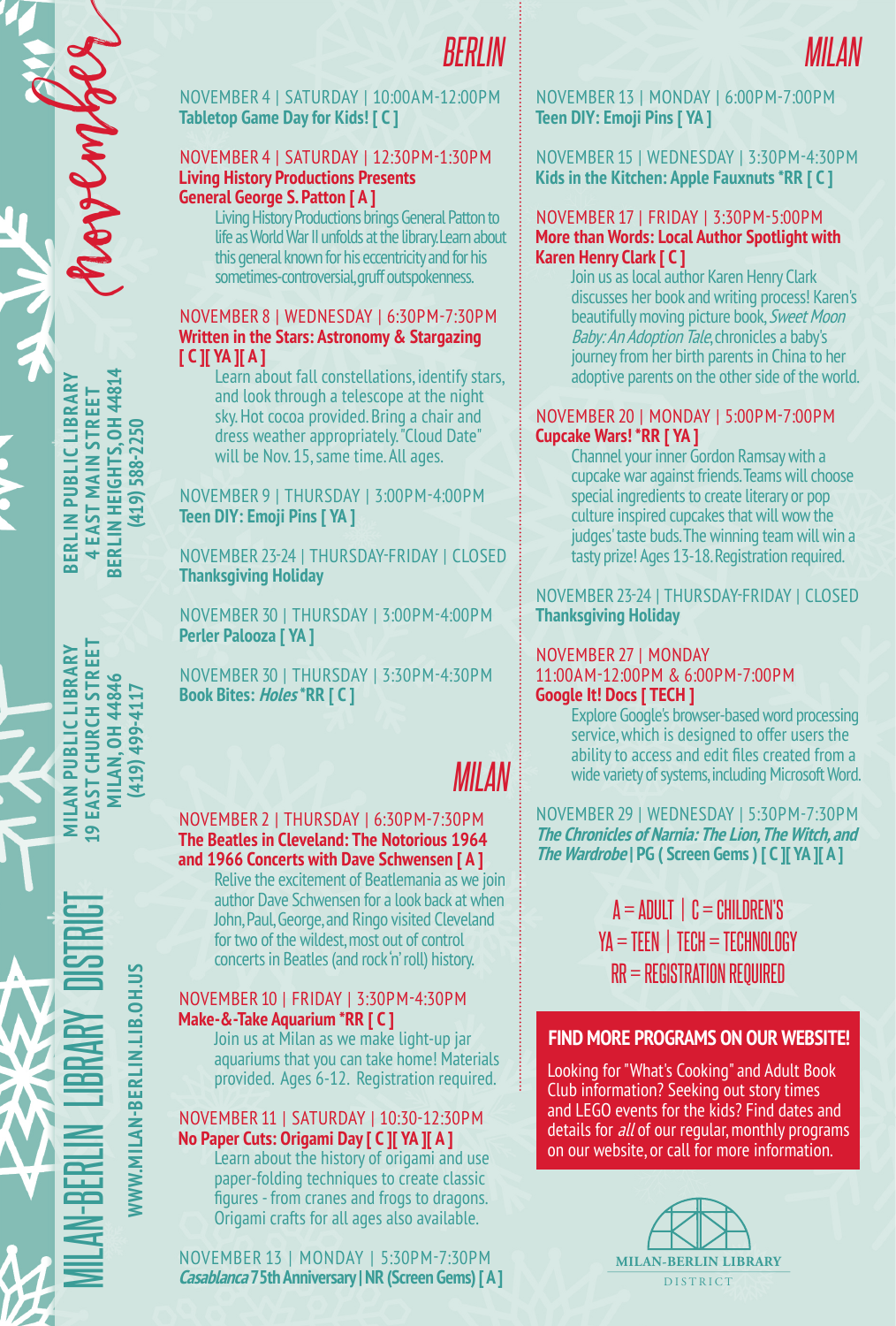# november

**MILAN-BERLIN LIBRARY DISTRICT**

**WWW.MILAN-BERLIN.LIB.OH.US**

**MILAN PUBLIC LIBRARY**
**19 EAST CHURCH STREET**
**MILAN, OH 44846**
**(419) 499-4117**

**BERLIN PUBLIC LIBRARY**
**4 EAST MAIN STREET**
**BERLIN HEIGHTS, OH 44814**
**(419) 588-2250**

## BERLIN

NOVEMBER 4 | SATURDAY | 10:00AM-12:00PM
**Tabletop Game Day for Kids! [ C ]**

NOVEMBER 4 | SATURDAY | 12:30PM-1:30PM
**Living History Productions Presents General George S. Patton [ A ]**
Living History Productions brings General Patton to life as World War II unfolds at the library. Learn about this general known for his eccentricity and for his sometimes-controversial, gruff outspokenness.

NOVEMBER 8 | WEDNESDAY | 6:30PM-7:30PM
**Written in the Stars: Astronomy & Stargazing [ C ][ YA ][ A ]**
Learn about fall constellations, identify stars, and look through a telescope at the night sky. Hot cocoa provided. Bring a chair and dress weather appropriately. "Cloud Date" will be Nov. 15, same time. All ages.

NOVEMBER 9 | THURSDAY | 3:00PM-4:00PM
**Teen DIY: Emoji Pins [ YA ]**

NOVEMBER 23-24 | THURSDAY-FRIDAY | CLOSED
**Thanksgiving Holiday**

NOVEMBER 30 | THURSDAY | 3:00PM-4:00PM
**Perler Palooza [ YA ]**

NOVEMBER 30 | THURSDAY | 3:30PM-4:30PM
**Book Bites: *Holes* *RR [ C ]**

## MILAN

NOVEMBER 2 | THURSDAY | 6:30PM-7:30PM
**The Beatles in Cleveland: The Notorious 1964 and 1966 Concerts with Dave Schwensen [ A ]**
Relive the excitement of Beatlemania as we join author Dave Schwensen for a look back at when John, Paul, George, and Ringo visited Cleveland for two of the wildest, most out of control concerts in Beatles (and rock'n' roll) history.

NOVEMBER 10 | FRIDAY | 3:30PM-4:30PM
**Make-&-Take Aquarium *RR [ C ]**
Join us at Milan as we make light-up jar aquariums that you can take home! Materials provided. Ages 6-12. Registration required.

NOVEMBER 11 | SATURDAY | 10:30-12:30PM
**No Paper Cuts: Origami Day [ C ][ YA ][ A ]**
Learn about the history of origami and use paper-folding techniques to create classic figures - from cranes and frogs to dragons. Origami crafts for all ages also available.

NOVEMBER 13 | MONDAY | 5:30PM-7:30PM
***Casablanca* 75th Anniversary | NR (Screen Gems) [ A ]**

## MILAN

NOVEMBER 13 | MONDAY | 6:00PM-7:00PM
**Teen DIY: Emoji Pins [ YA ]**

NOVEMBER 15 | WEDNESDAY | 3:30PM-4:30PM
**Kids in the Kitchen: Apple Fauxnuts *RR [ C ]**

NOVEMBER 17 | FRIDAY | 3:30PM-5:00PM
**More than Words: Local Author Spotlight with Karen Henry Clark [ C ]**
Join us as local author Karen Henry Clark discusses her book and writing process! Karen's beautifully moving picture book, *Sweet Moon Baby: An Adoption Tale*, chronicles a baby's journey from her birth parents in China to her adoptive parents on the other side of the world.

NOVEMBER 20 | MONDAY | 5:00PM-7:00PM
**Cupcake Wars! *RR [ YA ]**
Channel your inner Gordon Ramsay with a cupcake war against friends. Teams will choose special ingredients to create literary or pop culture inspired cupcakes that will wow the judges' taste buds. The winning team will win a tasty prize! Ages 13-18. Registration required.

NOVEMBER 23-24 | THURSDAY-FRIDAY | CLOSED
**Thanksgiving Holiday**

NOVEMBER 27 | MONDAY
11:00AM-12:00PM & 6:00PM-7:00PM
**Google It! Docs [ TECH ]**
Explore Google's browser-based word processing service, which is designed to offer users the ability to access and edit files created from a wide variety of systems, including Microsoft Word.

NOVEMBER 29 | WEDNESDAY | 5:30PM-7:30PM
***The Chronicles of Narnia: The Lion, The Witch, and The Wardrobe* | PG ( Screen Gems ) [ C ][ YA ][ A ]**

A = ADULT | C = CHILDREN'S
YA = TEEN | TECH = TECHNOLOGY
RR = REGISTRATION REQUIRED

### FIND MORE PROGRAMS ON OUR WEBSITE!

Looking for "What's Cooking" and Adult Book Club information? Seeking out story times and LEGO events for the kids? Find dates and details for *all* of our regular, monthly programs on our website, or call for more information.

MILAN-BERLIN LIBRARY DISTRICT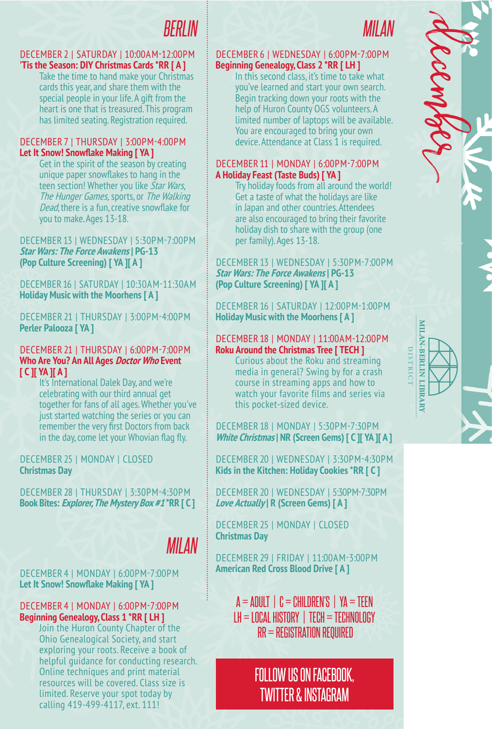# BERLIN

DECEMBER 2 | SATURDAY | 10:00AM-12:00PM
**'Tis the Season: DIY Christmas Cards *RR [ A ]**

Take the time to hand make your Christmas cards this year, and share them with the special people in your life. A gift from the heart is one that is treasured. This program has limited seating. Registration required.

DECEMBER 7 | THURSDAY | 3:00PM-4:00PM
**Let It Snow! Snowflake Making [ YA ]**

Get in the spirit of the season by creating unique paper snowflakes to hang in the teen section! Whether you like *Star Wars*, *The Hunger Games*, sports, or *The Walking Dead*, there is a fun, creative snowflake for you to make. Ages 13-18.

DECEMBER 13 | WEDNESDAY | 5:30PM-7:00PM
***Star Wars: The Force Awakens* | PG-13 (Pop Culture Screening) [ YA ][ A ]**

DECEMBER 16 | SATURDAY | 10:30AM-11:30AM
**Holiday Music with the Moorhens [ A ]**

DECEMBER 21 | THURSDAY | 3:00PM-4:00PM
**Perler Palooza [ YA ]**

DECEMBER 21 | THURSDAY | 6:00PM-7:00PM
**Who Are You? An All Ages *Doctor Who* Event [ C ][ YA ][ A ]**

It's International Dalek Day, and we're celebrating with our third annual get together for fans of all ages. Whether you've just started watching the series or you can remember the very first Doctors from back in the day, come let your Whovian flag fly.

DECEMBER 25 | MONDAY | CLOSED
**Christmas Day**

DECEMBER 28 | THURSDAY | 3:30PM-4:30PM
**Book Bites: *Explorer, The Mystery Box #1* *RR [ C ]**

# MILAN

DECEMBER 4 | MONDAY | 6:00PM-7:00PM
**Let It Snow! Snowflake Making [ YA ]**

DECEMBER 4 | MONDAY | 6:00PM-7:00PM
**Beginning Genealogy, Class 1 *RR [ LH ]**

Join the Huron County Chapter of the Ohio Genealogical Society, and start exploring your roots. Receive a book of helpful guidance for conducting research. Online techniques and print material resources will be covered. Class size is limited. Reserve your spot today by calling 419-499-4117, ext. 111!

# MILAN

DECEMBER 6 | WEDNESDAY | 6:00PM-7:00PM
**Beginning Genealogy, Class 2 *RR [ LH ]**

In this second class, it's time to take what you've learned and start your own search. Begin tracking down your roots with the help of Huron County OGS volunteers. A limited number of laptops will be available. You are encouraged to bring your own device. Attendance at Class 1 is required.

DECEMBER 11 | MONDAY | 6:00PM-7:00PM
**A Holiday Feast (Taste Buds) [ YA ]**

Try holiday foods from all around the world! Get a taste of what the holidays are like in Japan and other countries. Attendees are also encouraged to bring their favorite holiday dish to share with the group (one per family). Ages 13-18.

DECEMBER 13 | WEDNESDAY | 5:30PM-7:00PM
***Star Wars: The Force Awakens* | PG-13 (Pop Culture Screening) [ YA ][ A ]**

DECEMBER 16 | SATURDAY | 12:00PM-1:00PM
**Holiday Music with the Moorhens [ A ]**

DECEMBER 18 | MONDAY | 11:00AM-12:00PM
**Roku Around the Christmas Tree [ TECH ]**

Curious about the Roku and streaming media in general? Swing by for a crash course in streaming apps and how to watch your favorite films and series via this pocket-sized device.

DECEMBER 18 | MONDAY | 5:30PM-7:30PM
***White Christmas* | NR (Screen Gems) [ C ][ YA ][ A ]**

DECEMBER 20 | WEDNESDAY | 3:30PM-4:30PM
**Kids in the Kitchen: Holiday Cookies *RR [ C ]**

DECEMBER 20 | WEDNESDAY | 5:30PM-7:30PM
***Love Actually* | R (Screen Gems) [ A ]**

DECEMBER 25 | MONDAY | CLOSED
**Christmas Day**

DECEMBER 29 | FRIDAY | 11:00AM-3:00PM
**American Red Cross Blood Drive [ A ]**

A = ADULT | C = CHILDREN'S | YA = TEEN
LH = LOCAL HISTORY | TECH = TECHNOLOGY
RR = REGISTRATION REQUIRED

**FOLLOW US ON FACEBOOK, TWITTER & INSTAGRAM**

december

MILAN-BERLIN LIBRARY DISTRICT